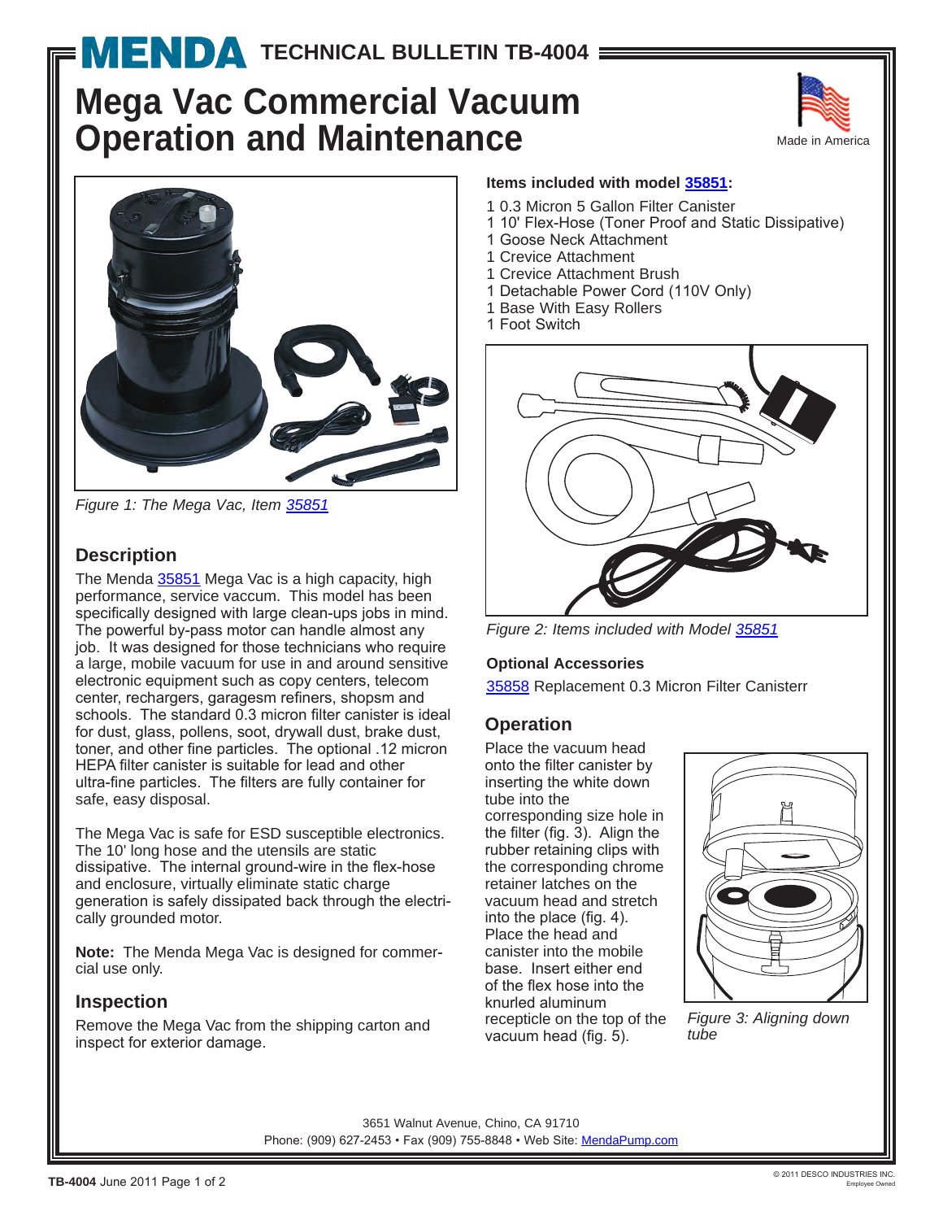# MENDA TECHNICAL BULLETIN TB-4004

# Mega Vac Commercial Vacuum Operation and Maintenance

Made in America

*Figure 1: The Mega Vac, Item 35851*

## Description

The Menda 35851 Mega Vac is a high capacity, high performance, service vaccum. This model has been specifically designed with large clean-ups jobs in mind. The powerful by-pass motor can handle almost any job. It was designed for those technicians who require a large, mobile vacuum for use in and around sensitive electronic equipment such as copy centers, telecom center, rechargers, garagesm refiners, shopsm and schools. The standard 0.3 micron filter canister is ideal for dust, glass, pollens, soot, drywall dust, brake dust, toner, and other fine particles. The optional .12 micron HEPA filter canister is suitable for lead and other ultra-fine particles. The filters are fully container for safe, easy disposal.

The Mega Vac is safe for ESD susceptible electronics. The 10' long hose and the utensils are static dissipative. The internal ground-wire in the flex-hose and enclosure, virtually eliminate static charge generation is safely dissipated back through the electrically grounded motor.

**Note:** The Menda Mega Vac is designed for commercial use only.

## Inspection

Remove the Mega Vac from the shipping carton and inspect for exterior damage.

**Items included with model 35851:**

1 0.3 Micron 5 Gallon Filter Canister
1 10' Flex-Hose (Toner Proof and Static Dissipative)
1 Goose Neck Attachment
1 Crevice Attachment
1 Crevice Attachment Brush
1 Detachable Power Cord (110V Only)
1 Base With Easy Rollers
1 Foot Switch

*Figure 2: Items included with Model 35851*

**Optional Accessories**

35858 Replacement 0.3 Micron Filter Canisterr

## Operation

Place the vacuum head onto the filter canister by inserting the white down tube into the corresponding size hole in the filter (fig. 3). Align the rubber retaining clips with the corresponding chrome retainer latches on the vacuum head and stretch into the place (fig. 4). Place the head and canister into the mobile base. Insert either end of the flex hose into the knurled aluminum recepticle on the top of the vacuum head (fig. 5).

*Figure 3: Aligning down tube*

3651 Walnut Avenue, Chino, CA 91710
Phone: (909) 627-2453 • Fax (909) 755-8848 • Web Site: MendaPump.com

TB-4004 June 2011

© 2011 DESCO INDUSTRIES INC. Employee Owned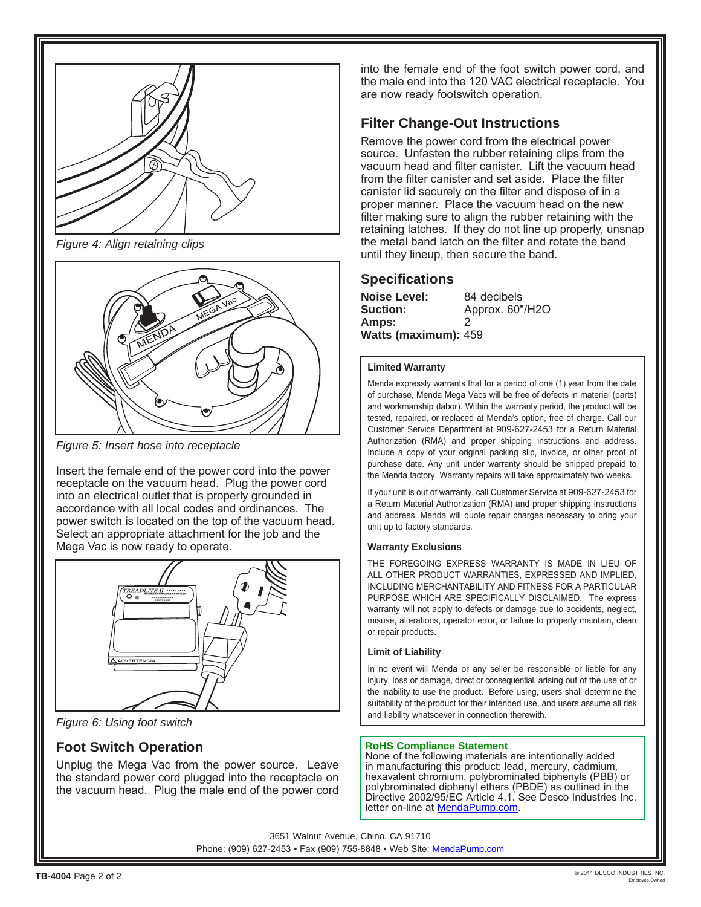Figure 4: Align retaining clips

Figure 5: Insert hose into receptacle

Insert the female end of the power cord into the power receptacle on the vacuum head. Plug the power cord into an electrical outlet that is properly grounded in accordance with all local codes and ordinances. The power switch is located on the top of the vacuum head. Select an appropriate attachment for the job and the Mega Vac is now ready to operate.

Figure 6: Using foot switch

## Foot Switch Operation

Unplug the Mega Vac from the power source. Leave the standard power cord plugged into the receptacle on the vacuum head. Plug the male end of the power cord into the female end of the foot switch power cord, and the male end into the 120 VAC electrical receptacle. You are now ready footswitch operation.

## Filter Change-Out Instructions

Remove the power cord from the electrical power source. Unfasten the rubber retaining clips from the vacuum head and filter canister. Lift the vacuum head from the filter canister and set aside. Place the filter canister lid securely on the filter and dispose of in a proper manner. Place the vacuum head on the new filter making sure to align the rubber retaining with the retaining latches. If they do not line up properly, unsnap the metal band latch on the filter and rotate the band until they lineup, then secure the band.

## Specifications

**Noise Level:** 84 decibels
**Suction:** Approx. 60"/H2O
**Amps:** 2
**Watts (maximum):** 459

### Limited Warranty

Menda expressly warrants that for a period of one (1) year from the date of purchase, Menda Mega Vacs will be free of defects in material (parts) and workmanship (labor). Within the warranty period, the product will be tested, repaired, or replaced at Menda's option, free of charge. Call our Customer Service Department at 909-627-2453 for a Return Material Authorization (RMA) and proper shipping instructions and address. Include a copy of your original packing slip, invoice, or other proof of purchase date. Any unit under warranty should be shipped prepaid to the Menda factory. Warranty repairs will take approximately two weeks.

If your unit is out of warranty, call Customer Service at 909-627-2453 for a Return Material Authorization (RMA) and proper shipping instructions and address. Menda will quote repair charges necessary to bring your unit up to factory standards.

### Warranty Exclusions

THE FOREGOING EXPRESS WARRANTY IS MADE IN LIEU OF ALL OTHER PRODUCT WARRANTIES, EXPRESSED AND IMPLIED, INCLUDING MERCHANTABILITY AND FITNESS FOR A PARTICULAR PURPOSE WHICH ARE SPECIFICALLY DISCLAIMED. The express warranty will not apply to defects or damage due to accidents, neglect, misuse, alterations, operator error, or failure to properly maintain, clean or repair products.

### Limit of Liability

In no event will Menda or any seller be responsible or liable for any injury, loss or damage, direct or consequential, arising out of the use of or the inability to use the product. Before using, users shall determine the suitability of the product for their intended use, and users assume all risk and liability whatsoever in connection therewith.

### RoHS Compliance Statement

None of the following materials are intentionally added in manufacturing this product: lead, mercury, cadmium, hexavalent chromium, polybrominated biphenyls (PBB) or polybrominated diphenyl ethers (PBDE) as outlined in the Directive 2002/95/EC Article 4.1. See Desco Industries Inc. letter on-line at MendaPump.com.

3651 Walnut Avenue, Chino, CA 91710
Phone: (909) 627-2453 • Fax (909) 755-8848 • Web Site: MendaPump.com

**TB-4004**

© 2011 DESCO INDUSTRIES INC.
Employee Owned